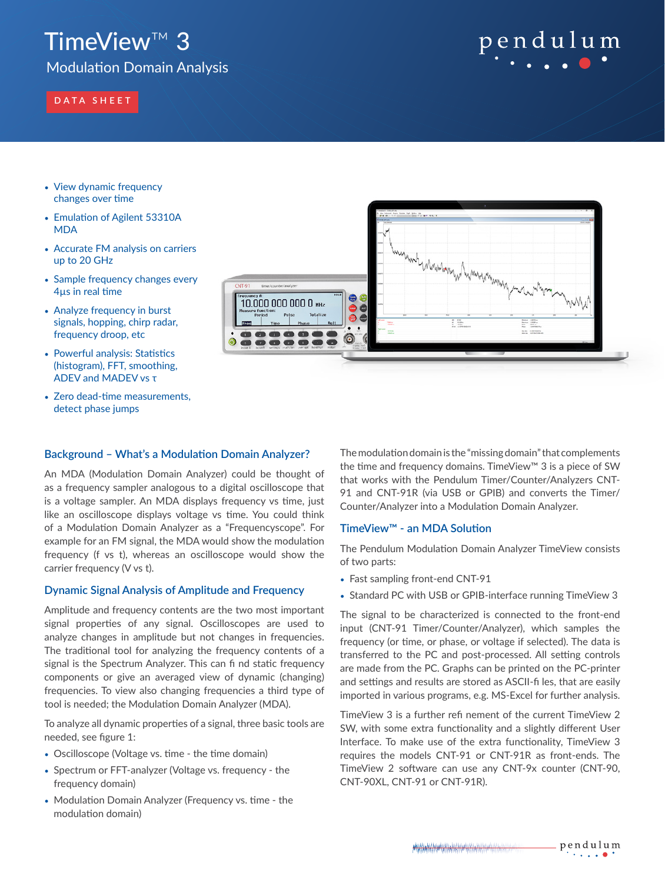# TimeView™ 3

## Modulation Domain Analysis

DATA SHEET

- View dynamic frequency changes over time
- Emulation of Agilent 53310A MDA
- Accurate FM analysis on carriers up to 20 GHz
- Sample frequency changes every 4µs in real time
- Analyze frequency in burst signals, hopping, chirp radar, frequency droop, etc
- Powerful analysis: Statistics (histogram), FFT, smoothing, ADEV and MADEV vs τ
- Zero dead-time measurements, detect phase jumps

### Background – What's a Modulation Domain Analyzer?

An MDA (Modulation Domain Analyzer) could be thought of as a frequency sampler analogous to a digital oscilloscope that is a voltage sampler. An MDA displays frequency vs time, just like an oscilloscope displays voltage vs time. You could think of a Modulation Domain Analyzer as a "Frequencyscope". For example for an FM signal, the MDA would show the modulation frequency (f vs t), whereas an oscilloscope would show the carrier frequency (V vs t).

### Dynamic Signal Analysis of Amplitude and Frequency

Amplitude and frequency contents are the two most important signal properties of any signal. Oscilloscopes are used to analyze changes in amplitude but not changes in frequencies. The traditional tool for analyzing the frequency contents of a signal is the Spectrum Analyzer. This can find static frequency components or give an averaged view of dynamic (changing) frequencies. To view also changing frequencies a third type of tool is needed; the Modulation Domain Analyzer (MDA).

To analyze all dynamic properties of a signal, three basic tools are needed, see figure 1:

- Oscilloscope (Voltage vs. time - the time domain)
- Spectrum or FFT-analyzer (Voltage vs. frequency - the frequency domain)
- Modulation Domain Analyzer (Frequency vs. time - the modulation domain)

The modulation domain is the "missing domain" that complements the time and frequency domains. TimeView™ 3 is a piece of SW that works with the Pendulum Timer/Counter/Analyzers CNT-91 and CNT-91R (via USB or GPIB) and converts the Timer/Counter/Analyzer into a Modulation Domain Analyzer.

### TimeView™ - an MDA Solution

The Pendulum Modulation Domain Analyzer TimeView consists of two parts:

- Fast sampling front-end CNT-91
- Standard PC with USB or GPIB-interface running TimeView 3

The signal to be characterized is connected to the front-end input (CNT-91 Timer/Counter/Analyzer), which samples the frequency (or time, or phase, or voltage if selected). The data is transferred to the PC and post-processed. All setting controls are made from the PC. Graphs can be printed on the PC-printer and settings and results are stored as ASCII-files, that are easily imported in various programs, e.g. MS-Excel for further analysis.

TimeView 3 is a further refinement of the current TimeView 2 SW, with some extra functionality and a slightly different User Interface. To make use of the extra functionality, TimeView 3 requires the models CNT-91 or CNT-91R as front-ends. The TimeView 2 software can use any CNT-9x counter (CNT-90, CNT-90XL, CNT-91 or CNT-91R).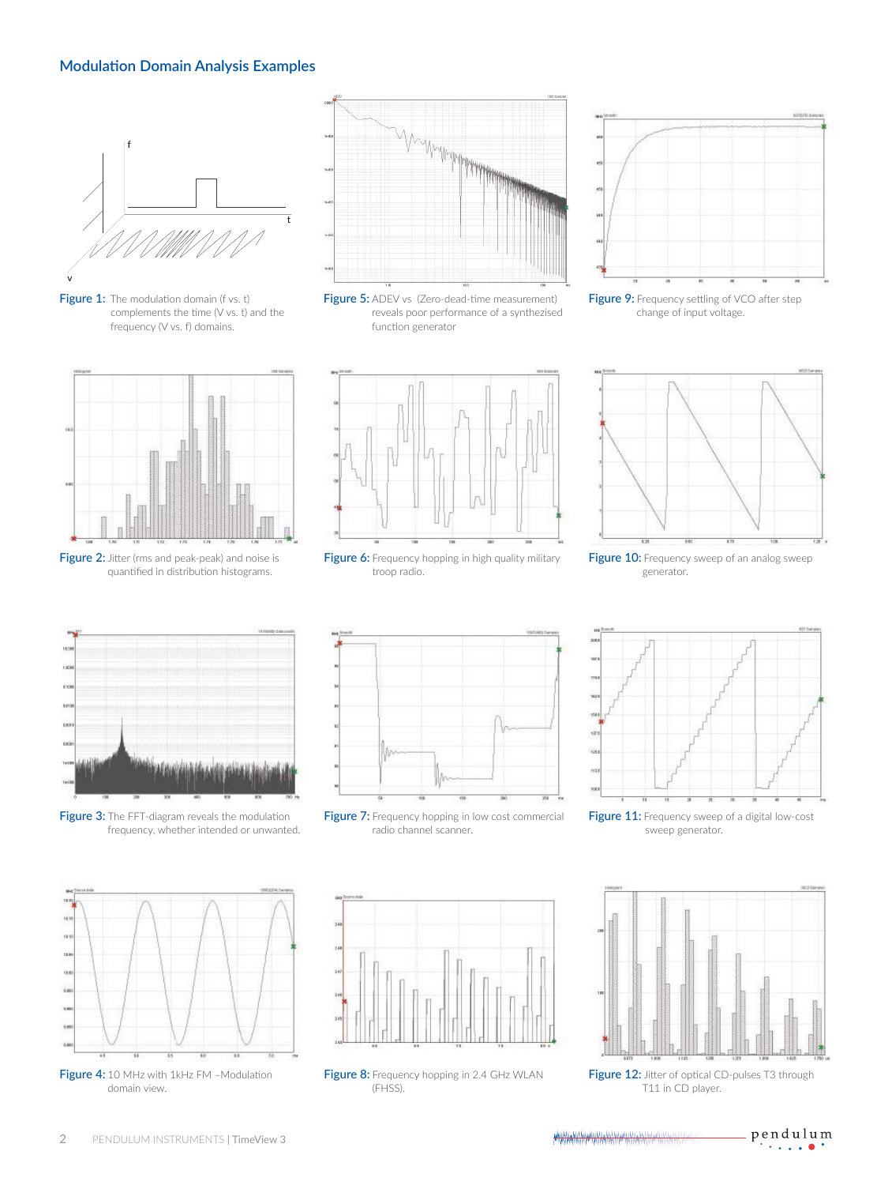## Modulation Domain Analysis Examples

**Figure 1:** The modulation domain (f vs. t) complements the time (V vs. t) and the frequency (V vs. f) domains.

**Figure 2:** Jitter (rms and peak-peak) and noise is quantified in distribution histograms.

**Figure 3:** The FFT-diagram reveals the modulation frequency, whether intended or unwanted.

**Figure 4:** 10 MHz with 1kHz FM –Modulation domain view.

**Figure 5:** ADEV vs (Zero-dead-time measurement) reveals poor performance of a synthesized function generator

**Figure 6:** Frequency hopping in high quality military troop radio.

**Figure 7:** Frequency hopping in low cost commercial radio channel scanner.

**Figure 8:** Frequency hopping in 2.4 GHz WLAN (FHSS).

**Figure 9:** Frequency settling of VCO after step change of input voltage.

**Figure 10:** Frequency sweep of an analog sweep generator.

**Figure 11:** Frequency sweep of a digital low-cost sweep generator.

**Figure 12:** Jitter of optical CD-pulses T3 through T11 in CD player.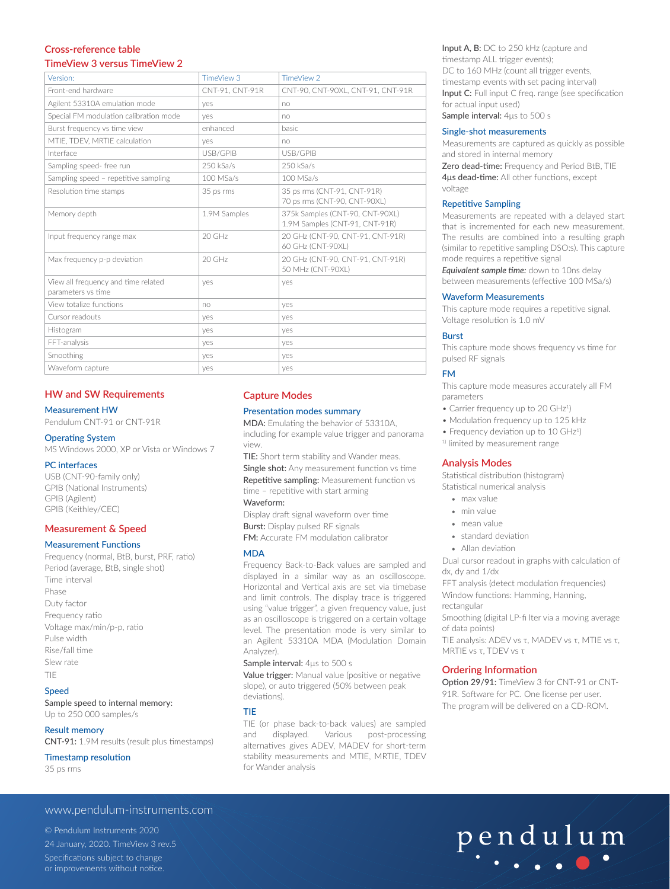## Cross-reference table

## TimeView 3 versus TimeView 2

| Version: | TimeView 3 | TimeView 2 |
|---|---|---|
| Front-end hardware | CNT-91, CNT-91R | CNT-90, CNT-90XL, CNT-91, CNT-91R |
| Agilent 53310A emulation mode | yes | no |
| Special FM modulation calibration mode | yes | no |
| Burst frequency vs time view | enhanced | basic |
| MTIE, TDEV, MRTIE calculation | yes | no |
| Interface | USB/GPIB | USB/GPIB |
| Sampling speed- free run | 250 kSa/s | 250 kSa/s |
| Sampling speed – repetitive sampling | 100 MSa/s | 100 MSa/s |
| Resolution time stamps | 35 ps rms | 35 ps rms (CNT-91, CNT-91R)<br>70 ps rms (CNT-90, CNT-90XL) |
| Memory depth | 1.9M Samples | 375k Samples (CNT-90, CNT-90XL)<br>1.9M Samples (CNT-91, CNT-91R) |
| Input frequency range max | 20 GHz | 20 GHz (CNT-90, CNT-91, CNT-91R)<br>60 GHz (CNT-90XL) |
| Max frequency p-p deviation | 20 GHz | 20 GHz (CNT-90, CNT-91, CNT-91R)<br>50 MHz (CNT-90XL) |
| View all frequency and time related parameters vs time | yes | yes |
| View totalize functions | no | yes |
| Cursor readouts | yes | yes |
| Histogram | yes | yes |
| FFT-analysis | yes | yes |
| Smoothing | yes | yes |
| Waveform capture | yes | yes |

## HW and SW Requirements

### Measurement HW

Pendulum CNT-91 or CNT-91R

### Operating System

MS Windows 2000, XP or Vista or Windows 7

### PC interfaces

USB (CNT-90-family only)
GPIB (National Instruments)
GPIB (Agilent)
GPIB (Keithley/CEC)

## Measurement & Speed

### Measurement Functions

Frequency (normal, BtB, burst, PRF, ratio)
Period (average, BtB, single shot)
Time interval
Phase
Duty factor
Frequency ratio
Voltage max/min/p-p, ratio
Pulse width
Rise/fall time
Slew rate
TIE

### Speed

**Sample speed to internal memory:**
Up to 250 000 samples/s

### Result memory

**CNT-91:** 1.9M results (result plus timestamps)

### Timestamp resolution

35 ps rms

## Capture Modes

### Presentation modes summary

**MDA:** Emulating the behavior of 53310A, including for example value trigger and panorama view.

**TIE:** Short term stability and Wander meas.

**Single shot:** Any measurement function vs time

**Repetitive sampling:** Measurement function vs time – repetitive with start arming

**Waveform:**

Display draft signal waveform over time

**Burst:** Display pulsed RF signals

**FM:** Accurate FM modulation calibrator

### MDA

Frequency Back-to-Back values are sampled and displayed in a similar way as an oscilloscope. Horizontal and Vertical axis are set via timebase and limit controls. The display trace is triggered using "value trigger", a given frequency value, just as an oscilloscope is triggered on a certain voltage level. The presentation mode is very similar to an Agilent 53310A MDA (Modulation Domain Analyzer).

**Sample interval:** 4µs to 500 s

**Value trigger:** Manual value (positive or negative slope), or auto triggered (50% between peak deviations).

### TIE

TIE (or phase back-to-back values) are sampled and displayed. Various post-processing alternatives gives ADEV, MADEV for short-term stability measurements and MTIE, MRTIE, TDEV for Wander analysis

**Input A, B:** DC to 250 kHz (capture and timestamp ALL trigger events);
DC to 160 MHz (count all trigger events, timestamp events with set pacing interval)

**Input C:** Full input C freq. range (see specification for actual input used)

**Sample interval:** 4µs to 500 s

### Single-shot measurements

Measurements are captured as quickly as possible and stored in internal memory

**Zero dead-time:** Frequency and Period BtB, TIE

**4µs dead-time:** All other functions, except voltage

### Repetitive Sampling

Measurements are repeated with a delayed start that is incremented for each new measurement. The results are combined into a resulting graph (similar to repetitive sampling DSO:s). This capture mode requires a repetitive signal

***Equivalent sample time:*** down to 10ns delay between measurements (effective 100 MSa/s)

### Waveform Measurements

This capture mode requires a repetitive signal. Voltage resolution is 1.0 mV

### Burst

This capture mode shows frequency vs time for pulsed RF signals

### FM

This capture mode measures accurately all FM parameters

- Carrier frequency up to 20 GHz[1])
- Modulation frequency up to 125 kHz
- Frequency deviation up to 10 GHz[1])

[1]) limited by measurement range

## Analysis Modes

Statistical distribution (histogram)
Statistical numerical analysis

- max value
- min value
- mean value
- standard deviation
- Allan deviation

Dual cursor readout in graphs with calculation of dx, dy and 1/dx

FFT analysis (detect modulation frequencies)
Window functions: Hamming, Hanning, rectangular

Smoothing (digital LP-fi lter via a moving average of data points)

TIE analysis: ADEV vs τ, MADEV vs τ, MTIE vs τ, MRTIE vs τ, TDEV vs τ

## Ordering Information

**Option 29/91:** TimeView 3 for CNT-91 or CNT-91R. Software for PC. One license per user. The program will be delivered on a CD-ROM.

www.pendulum-instruments.com

© Pendulum Instruments 2020
24 January, 2020. TimeView 3 rev.5
Specifications subject to change or improvements without notice.

pendulum